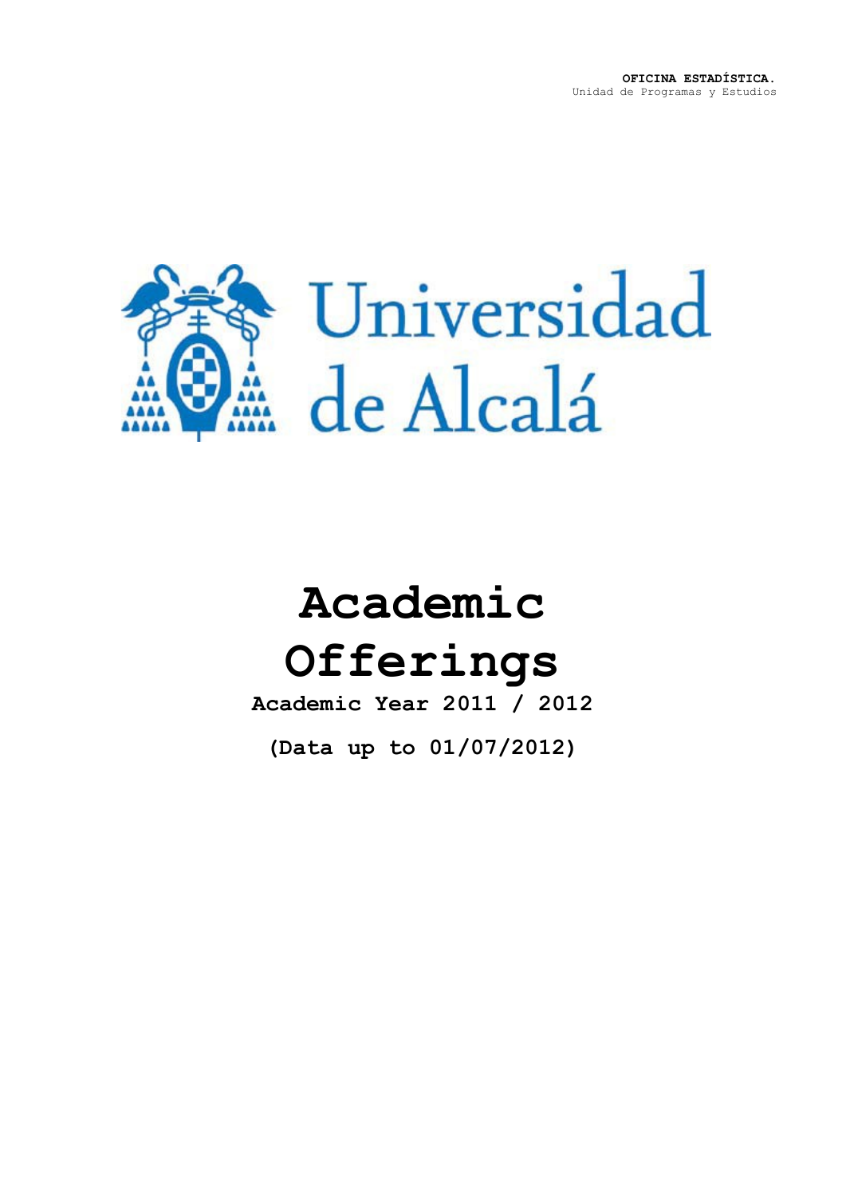**OFICINA ESTADÍSTICA.**
Unidad de Programas y Estudios

Universidad de Alcalá

# Academic Offerings

**Academic Year 2011 / 2012**

**(Data up to 01/07/2012)**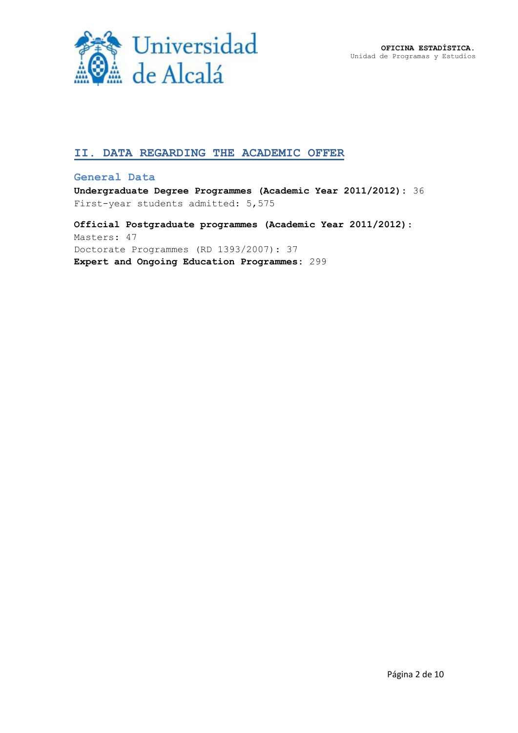## II. DATA REGARDING THE ACADEMIC OFFER

### General Data

**Undergraduate Degree Programmes (Academic Year 2011/2012):** 36
First-year students admitted: 5,575

**Official Postgraduate programmes (Academic Year 2011/2012):**
Masters: 47
Doctorate Programmes (RD 1393/2007): 37
**Expert and Ongoing Education Programmes:** 299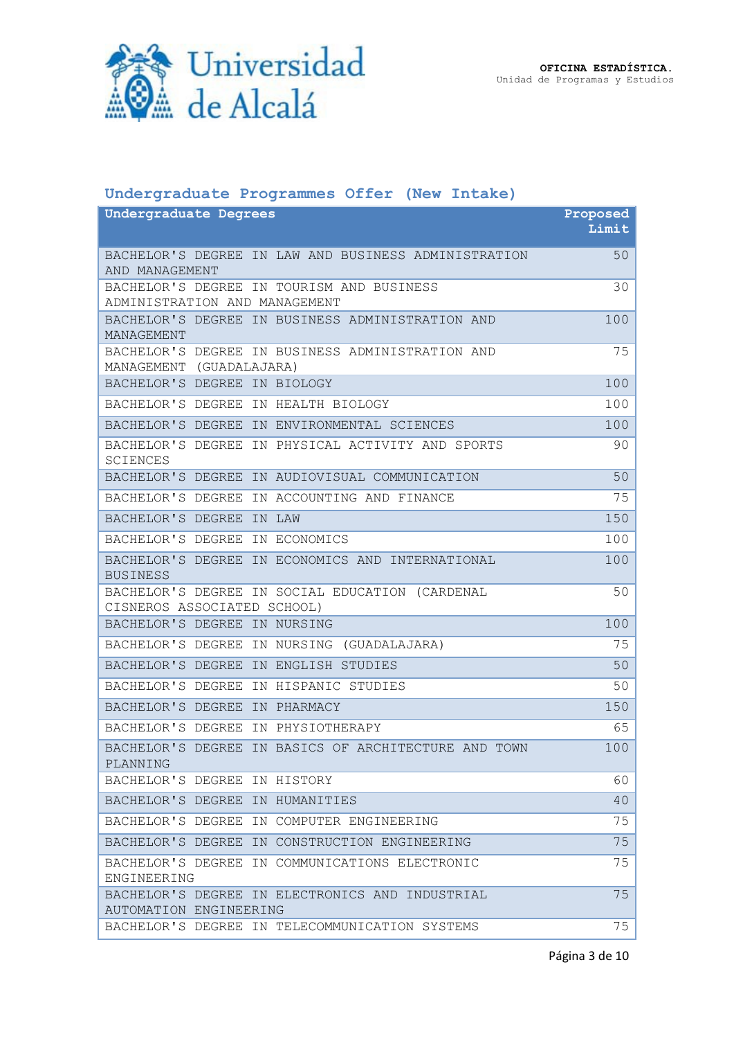## Undergraduate Programmes Offer (New Intake)

| Undergraduate Degrees | Proposed Limit |
|---|---|
| BACHELOR'S DEGREE IN LAW AND BUSINESS ADMINISTRATION AND MANAGEMENT | 50 |
| BACHELOR'S DEGREE IN TOURISM AND BUSINESS ADMINISTRATION AND MANAGEMENT | 30 |
| BACHELOR'S DEGREE IN BUSINESS ADMINISTRATION AND MANAGEMENT | 100 |
| BACHELOR'S DEGREE IN BUSINESS ADMINISTRATION AND MANAGEMENT (GUADALAJARA) | 75 |
| BACHELOR'S DEGREE IN BIOLOGY | 100 |
| BACHELOR'S DEGREE IN HEALTH BIOLOGY | 100 |
| BACHELOR'S DEGREE IN ENVIRONMENTAL SCIENCES | 100 |
| BACHELOR'S DEGREE IN PHYSICAL ACTIVITY AND SPORTS SCIENCES | 90 |
| BACHELOR'S DEGREE IN AUDIOVISUAL COMMUNICATION | 50 |
| BACHELOR'S DEGREE IN ACCOUNTING AND FINANCE | 75 |
| BACHELOR'S DEGREE IN LAW | 150 |
| BACHELOR'S DEGREE IN ECONOMICS | 100 |
| BACHELOR'S DEGREE IN ECONOMICS AND INTERNATIONAL BUSINESS | 100 |
| BACHELOR'S DEGREE IN SOCIAL EDUCATION (CARDENAL CISNEROS ASSOCIATED SCHOOL) | 50 |
| BACHELOR'S DEGREE IN NURSING | 100 |
| BACHELOR'S DEGREE IN NURSING (GUADALAJARA) | 75 |
| BACHELOR'S DEGREE IN ENGLISH STUDIES | 50 |
| BACHELOR'S DEGREE IN HISPANIC STUDIES | 50 |
| BACHELOR'S DEGREE IN PHARMACY | 150 |
| BACHELOR'S DEGREE IN PHYSIOTHERAPY | 65 |
| BACHELOR'S DEGREE IN BASICS OF ARCHITECTURE AND TOWN PLANNING | 100 |
| BACHELOR'S DEGREE IN HISTORY | 60 |
| BACHELOR'S DEGREE IN HUMANITIES | 40 |
| BACHELOR'S DEGREE IN COMPUTER ENGINEERING | 75 |
| BACHELOR'S DEGREE IN CONSTRUCTION ENGINEERING | 75 |
| BACHELOR'S DEGREE IN COMMUNICATIONS ELECTRONIC ENGINEERING | 75 |
| BACHELOR'S DEGREE IN ELECTRONICS AND INDUSTRIAL AUTOMATION ENGINEERING | 75 |
| BACHELOR'S DEGREE IN TELECOMMUNICATION SYSTEMS | 75 |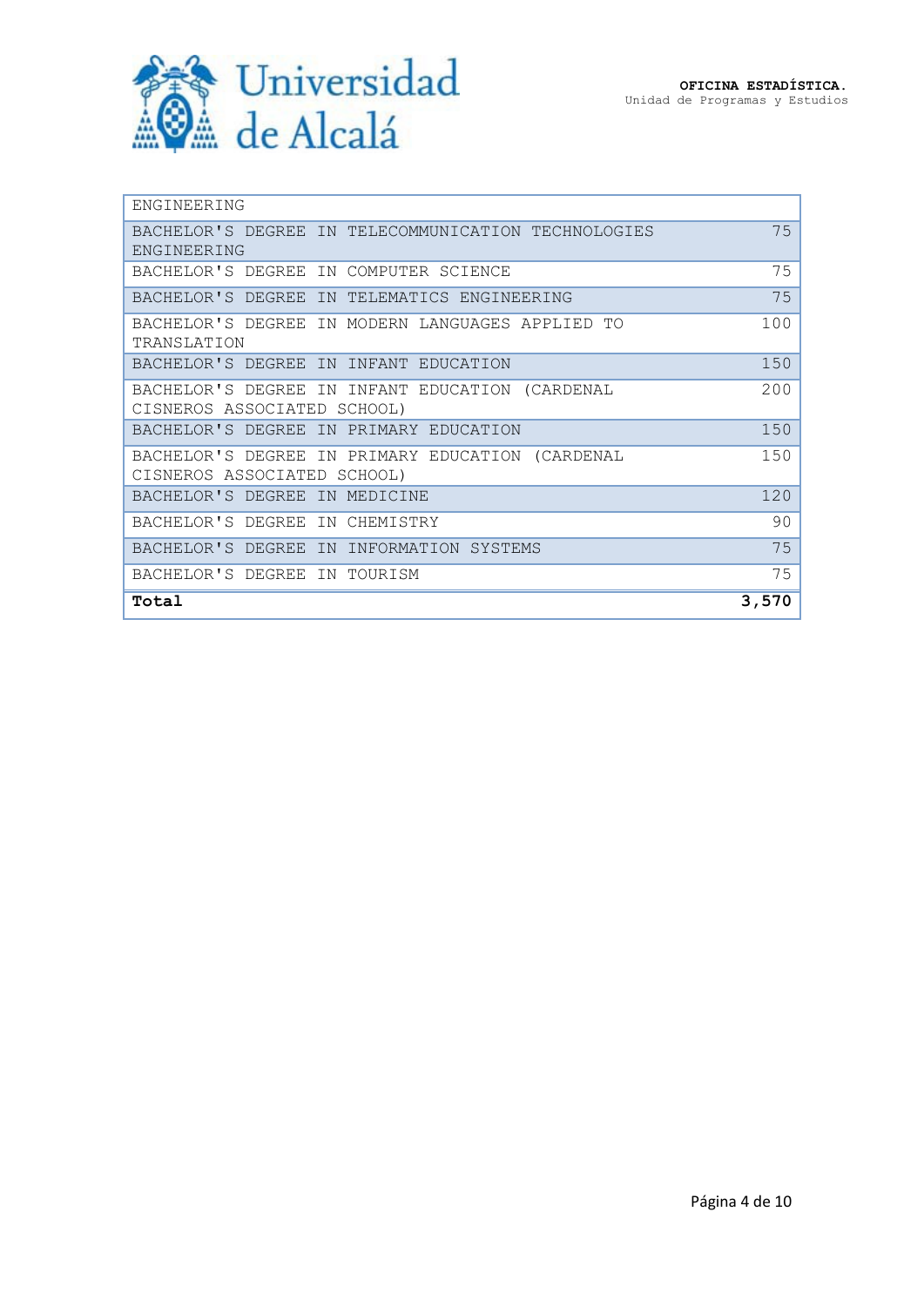| | |
|---|---|
| ENGINEERING | |
| BACHELOR'S DEGREE IN TELECOMMUNICATION TECHNOLOGIES ENGINEERING | 75 |
| BACHELOR'S DEGREE IN COMPUTER SCIENCE | 75 |
| BACHELOR'S DEGREE IN TELEMATICS ENGINEERING | 75 |
| BACHELOR'S DEGREE IN MODERN LANGUAGES APPLIED TO TRANSLATION | 100 |
| BACHELOR'S DEGREE IN INFANT EDUCATION | 150 |
| BACHELOR'S DEGREE IN INFANT EDUCATION (CARDENAL CISNEROS ASSOCIATED SCHOOL) | 200 |
| BACHELOR'S DEGREE IN PRIMARY EDUCATION | 150 |
| BACHELOR'S DEGREE IN PRIMARY EDUCATION (CARDENAL CISNEROS ASSOCIATED SCHOOL) | 150 |
| BACHELOR'S DEGREE IN MEDICINE | 120 |
| BACHELOR'S DEGREE IN CHEMISTRY | 90 |
| BACHELOR'S DEGREE IN INFORMATION SYSTEMS | 75 |
| BACHELOR'S DEGREE IN TOURISM | 75 |
| **Total** | **3,570** |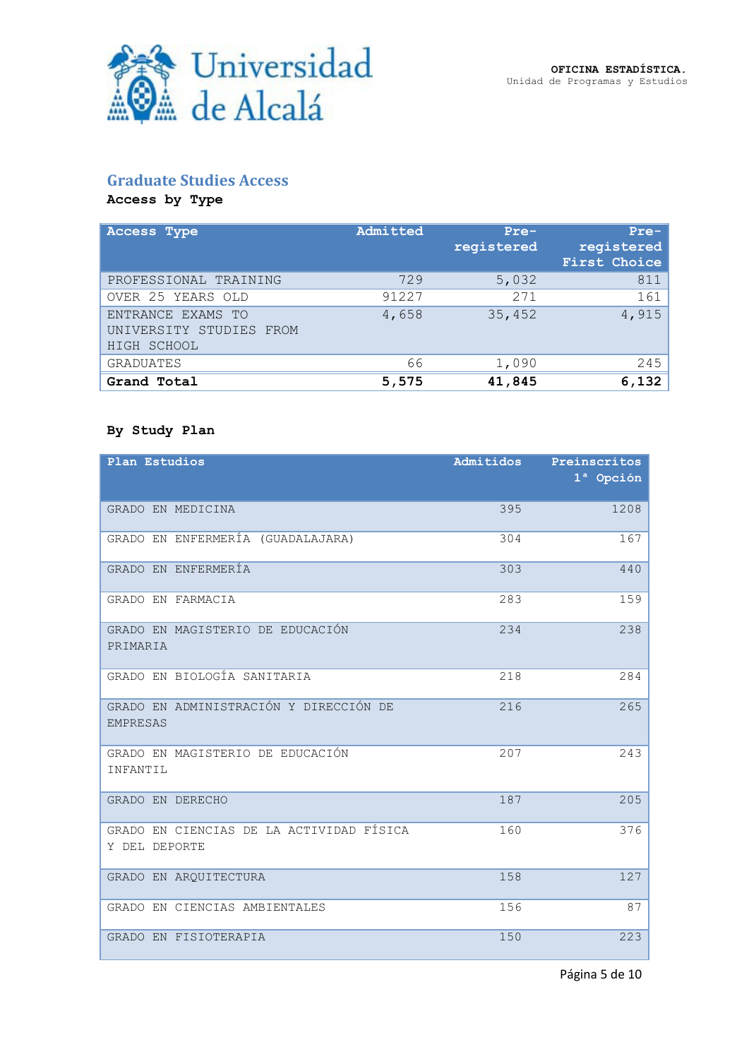## Graduate Studies Access

**Access by Type**

| Access Type | Admitted | Pre-registered | Pre-registered First Choice |
|---|---|---|---|
| PROFESSIONAL TRAINING | 729 | 5,032 | 811 |
| OVER 25 YEARS OLD | 91227 | 271 | 161 |
| ENTRANCE EXAMS TO UNIVERSITY STUDIES FROM HIGH SCHOOL | 4,658 | 35,452 | 4,915 |
| GRADUATES | 66 | 1,090 | 245 |
| **Grand Total** | **5,575** | **41,845** | **6,132** |

**By Study Plan**

| Plan Estudios | Admitidos | Preinscritos 1ª Opción |
|---|---|---|
| GRADO EN MEDICINA | 395 | 1208 |
| GRADO EN ENFERMERÍA (GUADALAJARA) | 304 | 167 |
| GRADO EN ENFERMERÍA | 303 | 440 |
| GRADO EN FARMACIA | 283 | 159 |
| GRADO EN MAGISTERIO DE EDUCACIÓN PRIMARIA | 234 | 238 |
| GRADO EN BIOLOGÍA SANITARIA | 218 | 284 |
| GRADO EN ADMINISTRACIÓN Y DIRECCIÓN DE EMPRESAS | 216 | 265 |
| GRADO EN MAGISTERIO DE EDUCACIÓN INFANTIL | 207 | 243 |
| GRADO EN DERECHO | 187 | 205 |
| GRADO EN CIENCIAS DE LA ACTIVIDAD FÍSICA Y DEL DEPORTE | 160 | 376 |
| GRADO EN ARQUITECTURA | 158 | 127 |
| GRADO EN CIENCIAS AMBIENTALES | 156 | 87 |
| GRADO EN FISIOTERAPIA | 150 | 223 |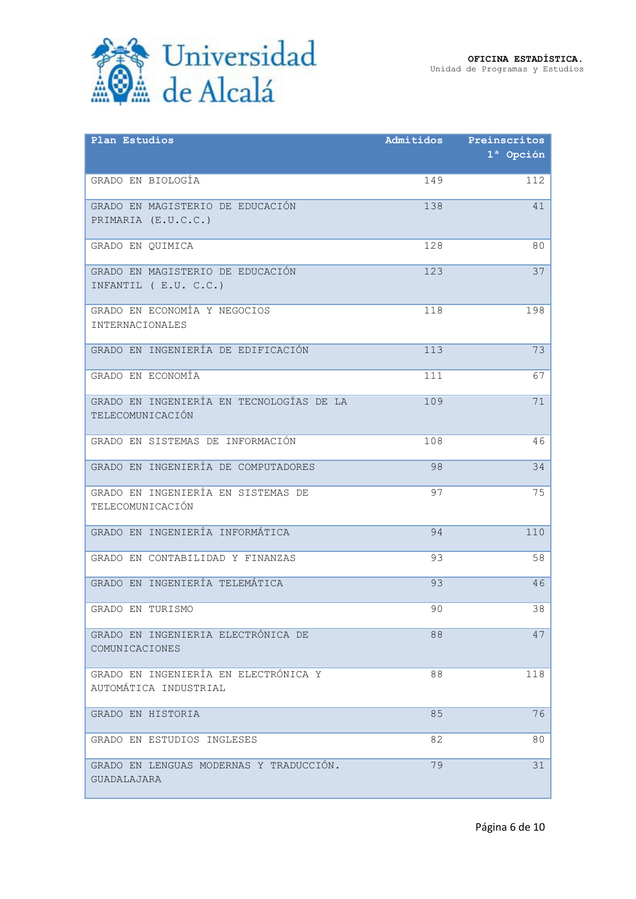| Plan Estudios | Admitidos | Preinscritos 1ª Opción |
|---|---|---|
| GRADO EN BIOLOGÍA | 149 | 112 |
| GRADO EN MAGISTERIO DE EDUCACIÓN PRIMARIA (E.U.C.C.) | 138 | 41 |
| GRADO EN QUIMICA | 128 | 80 |
| GRADO EN MAGISTERIO DE EDUCACIÓN INFANTIL ( E.U. C.C.) | 123 | 37 |
| GRADO EN ECONOMÍA Y NEGOCIOS INTERNACIONALES | 118 | 198 |
| GRADO EN INGENIERÍA DE EDIFICACIÓN | 113 | 73 |
| GRADO EN ECONOMÍA | 111 | 67 |
| GRADO EN INGENIERÍA EN TECNOLOGÍAS DE LA TELECOMUNICACIÓN | 109 | 71 |
| GRADO EN SISTEMAS DE INFORMACIÓN | 108 | 46 |
| GRADO EN INGENIERÍA DE COMPUTADORES | 98 | 34 |
| GRADO EN INGENIERÍA EN SISTEMAS DE TELECOMUNICACIÓN | 97 | 75 |
| GRADO EN INGENIERÍA INFORMÁTICA | 94 | 110 |
| GRADO EN CONTABILIDAD Y FINANZAS | 93 | 58 |
| GRADO EN INGENIERÍA TELEMÁTICA | 93 | 46 |
| GRADO EN TURISMO | 90 | 38 |
| GRADO EN INGENIERIA ELECTRÓNICA DE COMUNICACIONES | 88 | 47 |
| GRADO EN INGENIERÍA EN ELECTRÓNICA Y AUTOMÁTICA INDUSTRIAL | 88 | 118 |
| GRADO EN HISTORIA | 85 | 76 |
| GRADO EN ESTUDIOS INGLESES | 82 | 80 |
| GRADO EN LENGUAS MODERNAS Y TRADUCCIÓN. GUADALAJARA | 79 | 31 |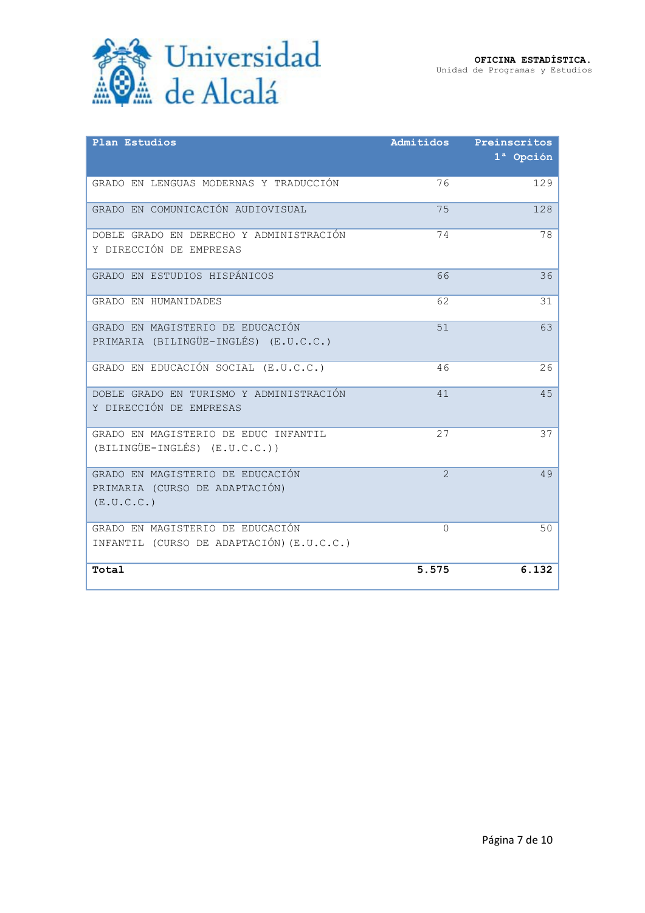| Plan Estudios | Admitidos | Preinscritos 1ª Opción |
|---|---|---|
| GRADO EN LENGUAS MODERNAS Y TRADUCCIÓN | 76 | 129 |
| GRADO EN COMUNICACIÓN AUDIOVISUAL | 75 | 128 |
| DOBLE GRADO EN DERECHO Y ADMINISTRACIÓN Y DIRECCIÓN DE EMPRESAS | 74 | 78 |
| GRADO EN ESTUDIOS HISPÁNICOS | 66 | 36 |
| GRADO EN HUMANIDADES | 62 | 31 |
| GRADO EN MAGISTERIO DE EDUCACIÓN PRIMARIA (BILINGÜE-INGLÉS) (E.U.C.C.) | 51 | 63 |
| GRADO EN EDUCACIÓN SOCIAL (E.U.C.C.) | 46 | 26 |
| DOBLE GRADO EN TURISMO Y ADMINISTRACIÓN Y DIRECCIÓN DE EMPRESAS | 41 | 45 |
| GRADO EN MAGISTERIO DE EDUC INFANTIL (BILINGÜE-INGLÉS) (E.U.C.C.)) | 27 | 37 |
| GRADO EN MAGISTERIO DE EDUCACIÓN PRIMARIA (CURSO DE ADAPTACIÓN) (E.U.C.C.) | 2 | 49 |
| GRADO EN MAGISTERIO DE EDUCACIÓN INFANTIL (CURSO DE ADAPTACIÓN)(E.U.C.C.) | 0 | 50 |
| **Total** | **5.575** | **6.132** |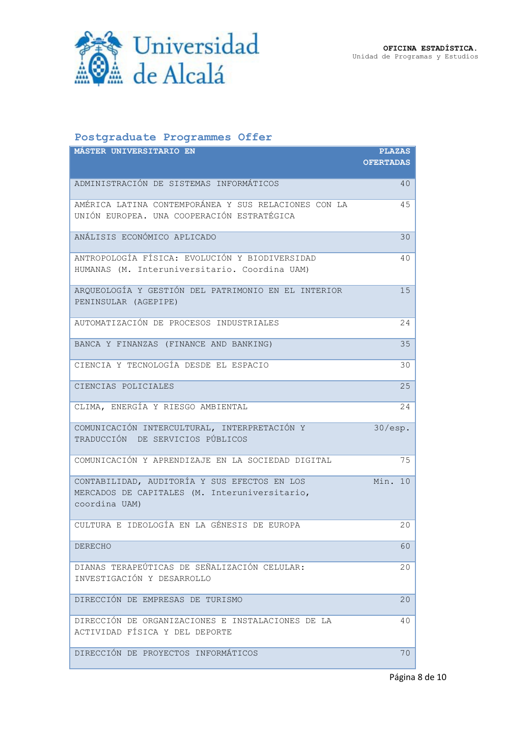## Postgraduate Programmes Offer

| MÁSTER UNIVERSITARIO EN | PLAZAS OFERTADAS |
|---|---|
| ADMINISTRACIÓN DE SISTEMAS INFORMÁTICOS | 40 |
| AMÉRICA LATINA CONTEMPORÁNEA Y SUS RELACIONES CON LA UNIÓN EUROPEA. UNA COOPERACIÓN ESTRATÉGICA | 45 |
| ANÁLISIS ECONÓMICO APLICADO | 30 |
| ANTROPOLOGÍA FÍSICA: EVOLUCIÓN Y BIODIVERSIDAD HUMANAS (M. Interuniversitario. Coordina UAM) | 40 |
| ARQUEOLOGÍA Y GESTIÓN DEL PATRIMONIO EN EL INTERIOR PENINSULAR (AGEPIPE) | 15 |
| AUTOMATIZACIÓN DE PROCESOS INDUSTRIALES | 24 |
| BANCA Y FINANZAS (FINANCE AND BANKING) | 35 |
| CIENCIA Y TECNOLOGÍA DESDE EL ESPACIO | 30 |
| CIENCIAS POLICIALES | 25 |
| CLIMA, ENERGÍA Y RIESGO AMBIENTAL | 24 |
| COMUNICACIÓN INTERCULTURAL, INTERPRETACIÓN Y TRADUCCIÓN DE SERVICIOS PÚBLICOS | 30/esp. |
| COMUNICACIÓN Y APRENDIZAJE EN LA SOCIEDAD DIGITAL | 75 |
| CONTABILIDAD, AUDITORÍA Y SUS EFECTOS EN LOS MERCADOS DE CAPITALES (M. Interuniversitario, coordina UAM) | Min. 10 |
| CULTURA E IDEOLOGÍA EN LA GÉNESIS DE EUROPA | 20 |
| DERECHO | 60 |
| DIANAS TERAPEÚTICAS DE SEÑALIZACIÓN CELULAR: INVESTIGACIÓN Y DESARROLLO | 20 |
| DIRECCIÓN DE EMPRESAS DE TURISMO | 20 |
| DIRECCIÓN DE ORGANIZACIONES E INSTALACIONES DE LA ACTIVIDAD FÍSICA Y DEL DEPORTE | 40 |
| DIRECCIÓN DE PROYECTOS INFORMÁTICOS | 70 |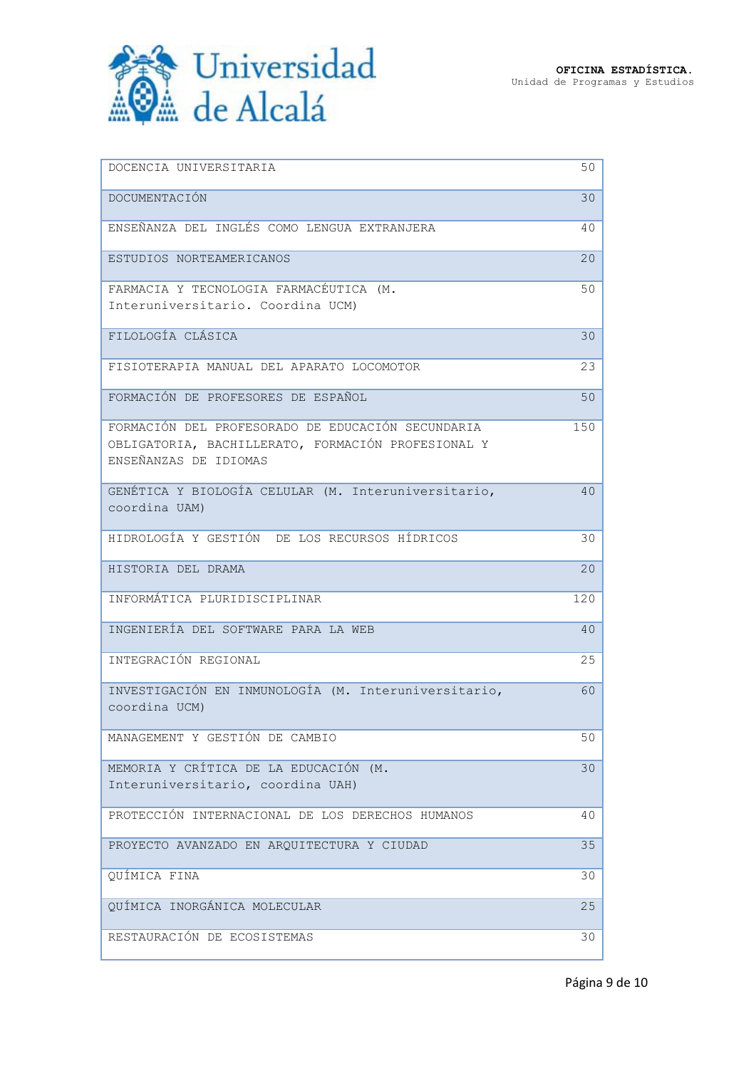| | |
|---|---|
| DOCENCIA UNIVERSITARIA | 50 |
| DOCUMENTACIÓN | 30 |
| ENSEÑANZA DEL INGLÉS COMO LENGUA EXTRANJERA | 40 |
| ESTUDIOS NORTEAMERICANOS | 20 |
| FARMACIA Y TECNOLOGIA FARMACÉUTICA (M. Interuniversitario. Coordina UCM) | 50 |
| FILOLOGÍA CLÁSICA | 30 |
| FISIOTERAPIA MANUAL DEL APARATO LOCOMOTOR | 23 |
| FORMACIÓN DE PROFESORES DE ESPAÑOL | 50 |
| FORMACIÓN DEL PROFESORADO DE EDUCACIÓN SECUNDARIA OBLIGATORIA, BACHILLERATO, FORMACIÓN PROFESIONAL Y ENSEÑANZAS DE IDIOMAS | 150 |
| GENÉTICA Y BIOLOGÍA CELULAR (M. Interuniversitario, coordina UAM) | 40 |
| HIDROLOGÍA Y GESTIÓN DE LOS RECURSOS HÍDRICOS | 30 |
| HISTORIA DEL DRAMA | 20 |
| INFORMÁTICA PLURIDISCIPLINAR | 120 |
| INGENIERÍA DEL SOFTWARE PARA LA WEB | 40 |
| INTEGRACIÓN REGIONAL | 25 |
| INVESTIGACIÓN EN INMUNOLOGÍA (M. Interuniversitario, coordina UCM) | 60 |
| MANAGEMENT Y GESTIÓN DE CAMBIO | 50 |
| MEMORIA Y CRÍTICA DE LA EDUCACIÓN (M. Interuniversitario, coordina UAH) | 30 |
| PROTECCIÓN INTERNACIONAL DE LOS DERECHOS HUMANOS | 40 |
| PROYECTO AVANZADO EN ARQUITECTURA Y CIUDAD | 35 |
| QUÍMICA FINA | 30 |
| QUÍMICA INORGÁNICA MOLECULAR | 25 |
| RESTAURACIÓN DE ECOSISTEMAS | 30 |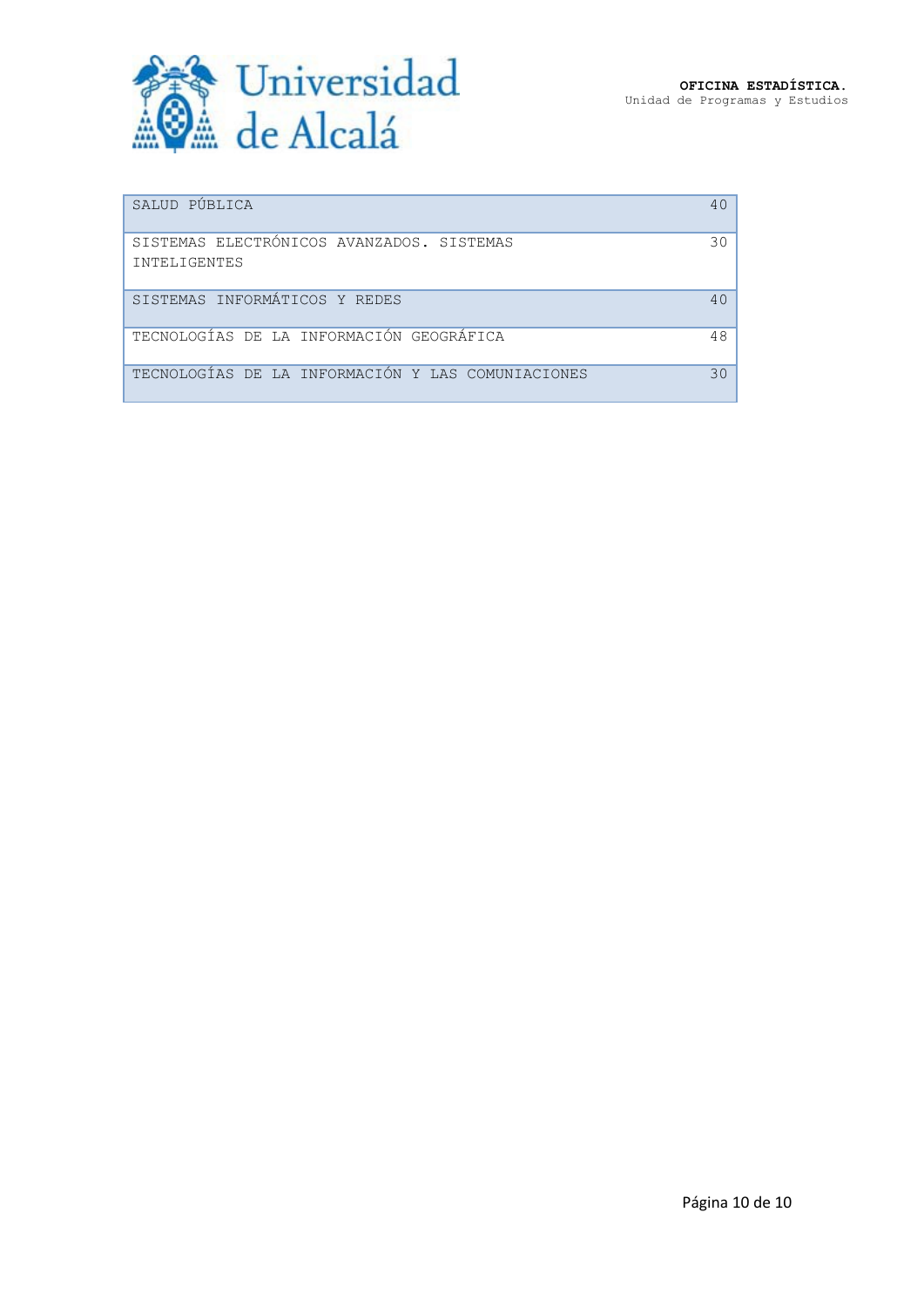| | |
|---|---|
| SALUD PÚBLICA | 40 |
| SISTEMAS ELECTRÓNICOS AVANZADOS. SISTEMAS INTELIGENTES | 30 |
| SISTEMAS INFORMÁTICOS Y REDES | 40 |
| TECNOLOGÍAS DE LA INFORMACIÓN GEOGRÁFICA | 48 |
| TECNOLOGÍAS DE LA INFORMACIÓN Y LAS COMUNIACIONES | 30 |